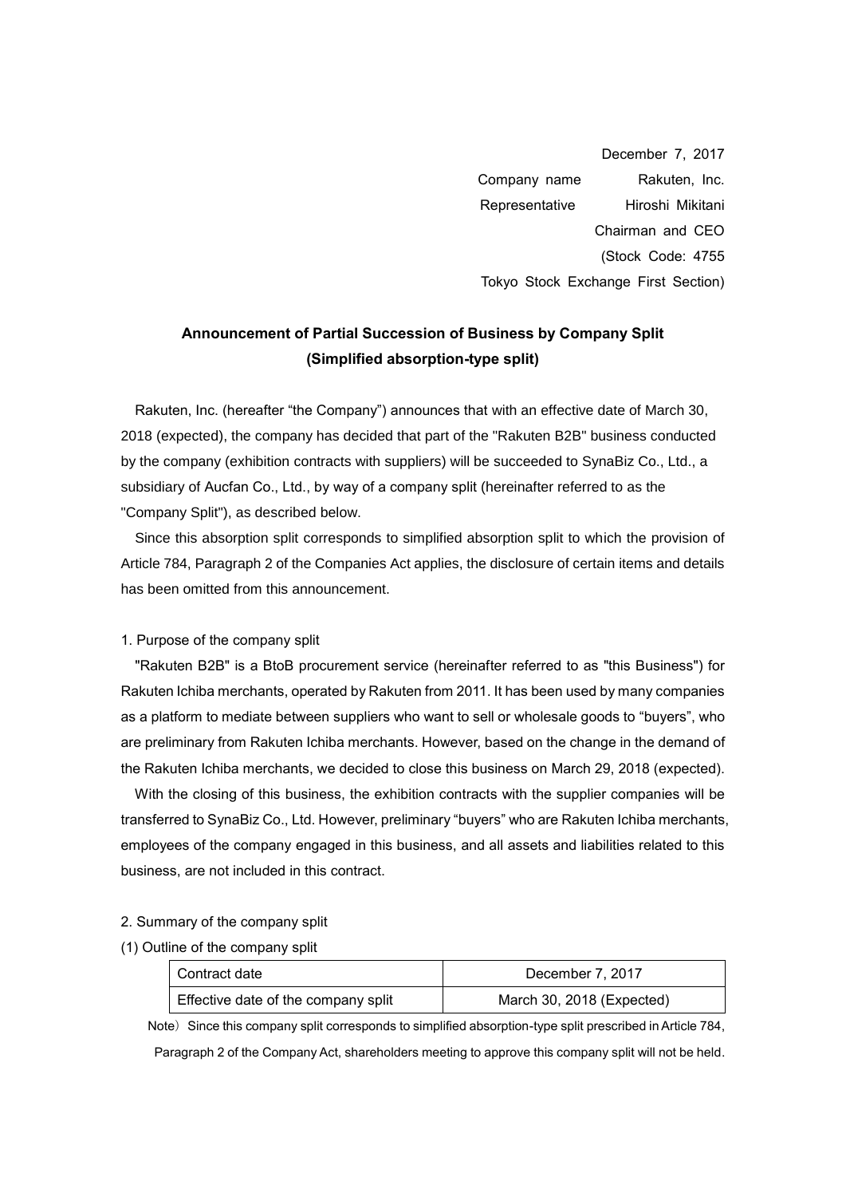December 7, 2017

Company name Rakuten, Inc.

Representative Hiroshi Mikitani

Chairman and CEO

(Stock Code: 4755

Tokyo Stock Exchange First Section)

# Announcement of Partial Succession of Business by Company Split (Simplified absorption-type split)

Rakuten, Inc. (hereafter "the Company") announces that with an effective date of March 30, 2018 (expected), the company has decided that part of the "Rakuten B2B" business conducted by the company (exhibition contracts with suppliers) will be succeeded to SynaBiz Co., Ltd., a subsidiary of Aucfan Co., Ltd., by way of a company split (hereinafter referred to as the "Company Split"), as described below.

Since this absorption split corresponds to simplified absorption split to which the provision of Article 784, Paragraph 2 of the Companies Act applies, the disclosure of certain items and details has been omitted from this announcement.

1. Purpose of the company split

"Rakuten B2B" is a BtoB procurement service (hereinafter referred to as "this Business") for Rakuten Ichiba merchants, operated by Rakuten from 2011. It has been used by many companies as a platform to mediate between suppliers who want to sell or wholesale goods to "buyers", who are preliminary from Rakuten Ichiba merchants. However, based on the change in the demand of the Rakuten Ichiba merchants, we decided to close this business on March 29, 2018 (expected).

With the closing of this business, the exhibition contracts with the supplier companies will be transferred to SynaBiz Co., Ltd. However, preliminary "buyers" who are Rakuten Ichiba merchants, employees of the company engaged in this business, and all assets and liabilities related to this business, are not included in this contract.

2. Summary of the company split

(1) Outline of the company split

| Contract date | December 7, 2017 |
|---|---|
| Effective date of the company split | March 30, 2018 (Expected) |

Note) Since this company split corresponds to simplified absorption-type split prescribed in Article 784, Paragraph 2 of the Company Act, shareholders meeting to approve this company split will not be held.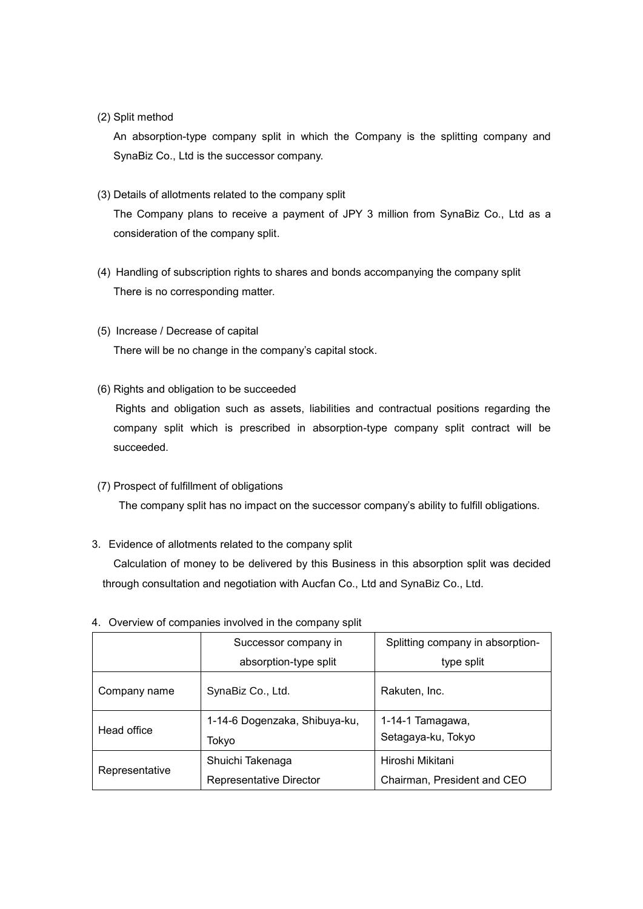(2) Split method

An absorption-type company split in which the Company is the splitting company and SynaBiz Co., Ltd is the successor company.

(3) Details of allotments related to the company split

The Company plans to receive a payment of JPY 3 million from SynaBiz Co., Ltd as a consideration of the company split.

(4) Handling of subscription rights to shares and bonds accompanying the company split

There is no corresponding matter.

(5) Increase / Decrease of capital

There will be no change in the company's capital stock.

(6) Rights and obligation to be succeeded

Rights and obligation such as assets, liabilities and contractual positions regarding the company split which is prescribed in absorption-type company split contract will be succeeded.

(7) Prospect of fulfillment of obligations

The company split has no impact on the successor company's ability to fulfill obligations.

3. Evidence of allotments related to the company split

Calculation of money to be delivered by this Business in this absorption split was decided through consultation and negotiation with Aucfan Co., Ltd and SynaBiz Co., Ltd.

4. Overview of companies involved in the company split

| | Successor company in absorption-type split | Splitting company in absorption-type split |
|---|---|---|
| Company name | SynaBiz Co., Ltd. | Rakuten, Inc. |
| Head office | 1-14-6 Dogenzaka, Shibuya-ku, Tokyo | 1-14-1 Tamagawa, Setagaya-ku, Tokyo |
| Representative | Shuichi Takenaga Representative Director | Hiroshi Mikitani Chairman, President and CEO |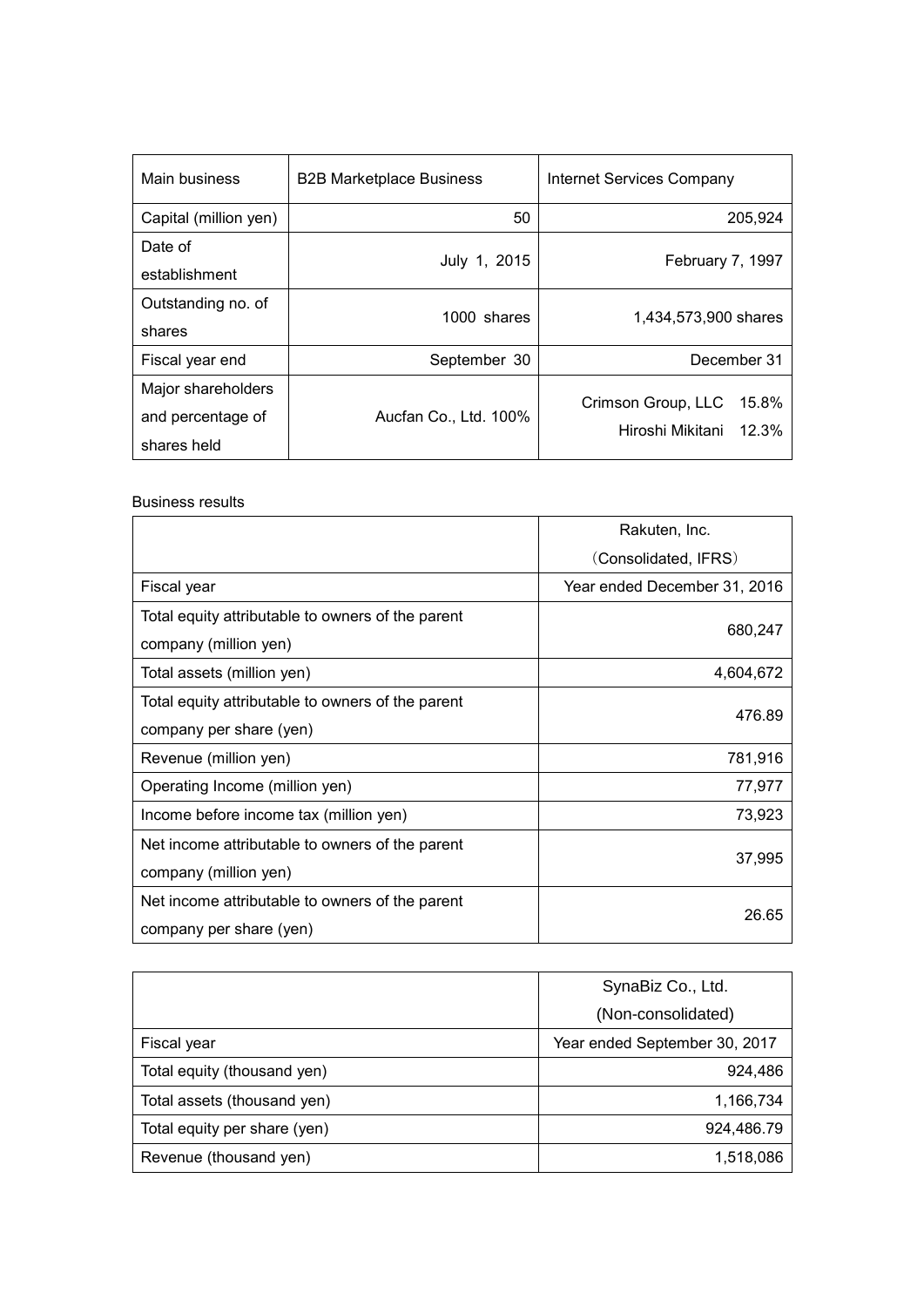| Main business | B2B Marketplace Business | Internet Services Company |
|---|---|---|
| Capital (million yen) | 50 | 205,924 |
| Date of establishment | July 1, 2015 | February 7, 1997 |
| Outstanding no. of shares | 1000 shares | 1,434,573,900 shares |
| Fiscal year end | September 30 | December 31 |
| Major shareholders and percentage of shares held | Aucfan Co., Ltd. 100% | Crimson Group, LLC 15.8%<br>Hiroshi Mikitani 12.3% |

Business results

| | Rakuten, Inc.<br>(Consolidated, IFRS) |
|---|---|
| Fiscal year | Year ended December 31, 2016 |
| Total equity attributable to owners of the parent company (million yen) | 680,247 |
| Total assets (million yen) | 4,604,672 |
| Total equity attributable to owners of the parent company per share (yen) | 476.89 |
| Revenue (million yen) | 781,916 |
| Operating Income (million yen) | 77,977 |
| Income before income tax (million yen) | 73,923 |
| Net income attributable to owners of the parent company (million yen) | 37,995 |
| Net income attributable to owners of the parent company per share (yen) | 26.65 |

| | SynaBiz Co., Ltd.<br>(Non-consolidated) |
|---|---|
| Fiscal year | Year ended September 30, 2017 |
| Total equity (thousand yen) | 924,486 |
| Total assets (thousand yen) | 1,166,734 |
| Total equity per share (yen) | 924,486.79 |
| Revenue (thousand yen) | 1,518,086 |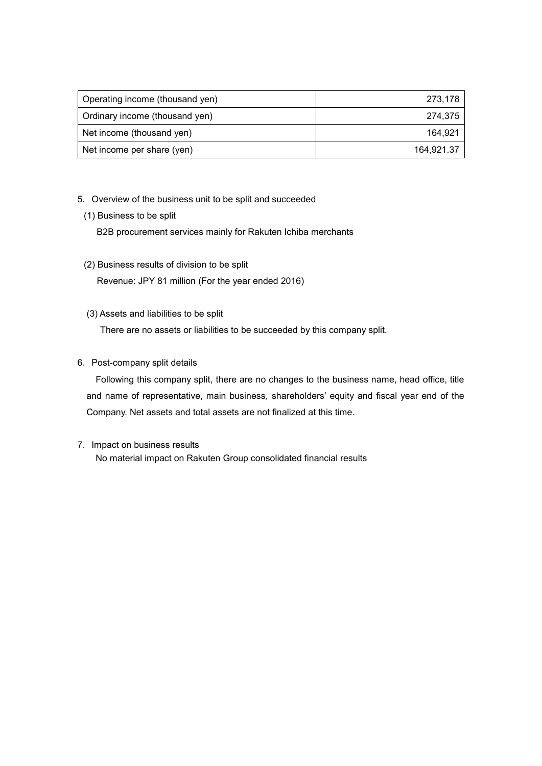| | |
|---|---|
| Operating income (thousand yen) | 273,178 |
| Ordinary income (thousand yen) | 274,375 |
| Net income (thousand yen) | 164,921 |
| Net income per share (yen) | 164,921.37 |

5. Overview of the business unit to be split and succeeded

(1) Business to be split

B2B procurement services mainly for Rakuten Ichiba merchants

(2) Business results of division to be split

Revenue: JPY 81 million (For the year ended 2016)

(3) Assets and liabilities to be split

There are no assets or liabilities to be succeeded by this company split.

6. Post-company split details

Following this company split, there are no changes to the business name, head office, title and name of representative, main business, shareholders' equity and fiscal year end of the Company. Net assets and total assets are not finalized at this time.

7. Impact on business results

No material impact on Rakuten Group consolidated financial results